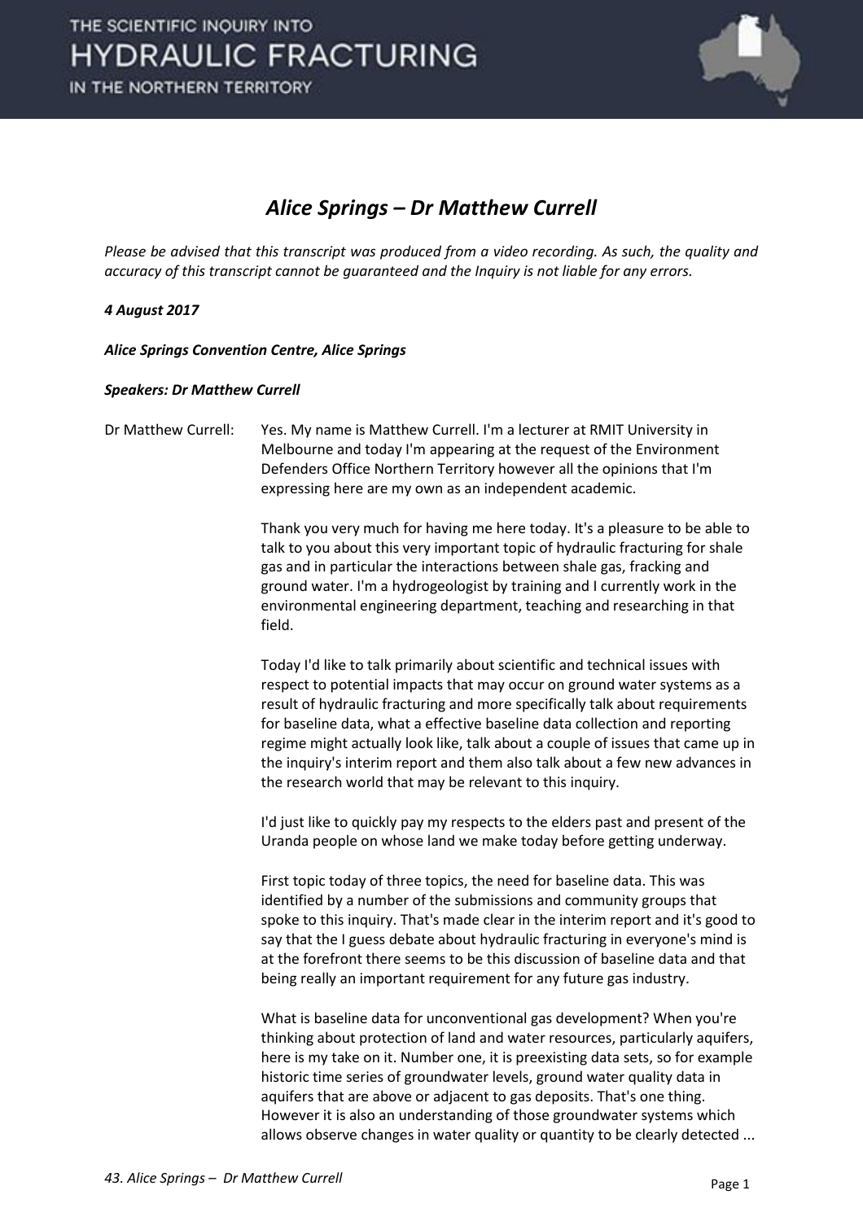# Alice Springs – Dr Matthew Currell

*Please be advised that this transcript was produced from a video recording. As such, the quality and accuracy of this transcript cannot be guaranteed and the Inquiry is not liable for any errors.*

***4 August 2017***

***Alice Springs Convention Centre, Alice Springs***

***Speakers: Dr Matthew Currell***

Dr Matthew Currell: Yes. My name is Matthew Currell. I'm a lecturer at RMIT University in Melbourne and today I'm appearing at the request of the Environment Defenders Office Northern Territory however all the opinions that I'm expressing here are my own as an independent academic.

Thank you very much for having me here today. It's a pleasure to be able to talk to you about this very important topic of hydraulic fracturing for shale gas and in particular the interactions between shale gas, fracking and ground water. I'm a hydrogeologist by training and I currently work in the environmental engineering department, teaching and researching in that field.

Today I'd like to talk primarily about scientific and technical issues with respect to potential impacts that may occur on ground water systems as a result of hydraulic fracturing and more specifically talk about requirements for baseline data, what a effective baseline data collection and reporting regime might actually look like, talk about a couple of issues that came up in the inquiry's interim report and them also talk about a few new advances in the research world that may be relevant to this inquiry.

I'd just like to quickly pay my respects to the elders past and present of the Uranda people on whose land we make today before getting underway.

First topic today of three topics, the need for baseline data. This was identified by a number of the submissions and community groups that spoke to this inquiry. That's made clear in the interim report and it's good to say that the I guess debate about hydraulic fracturing in everyone's mind is at the forefront there seems to be this discussion of baseline data and that being really an important requirement for any future gas industry.

What is baseline data for unconventional gas development? When you're thinking about protection of land and water resources, particularly aquifers, here is my take on it. Number one, it is preexisting data sets, so for example historic time series of groundwater levels, ground water quality data in aquifers that are above or adjacent to gas deposits. That's one thing. However it is also an understanding of those groundwater systems which allows observe changes in water quality or quantity to be clearly detected ...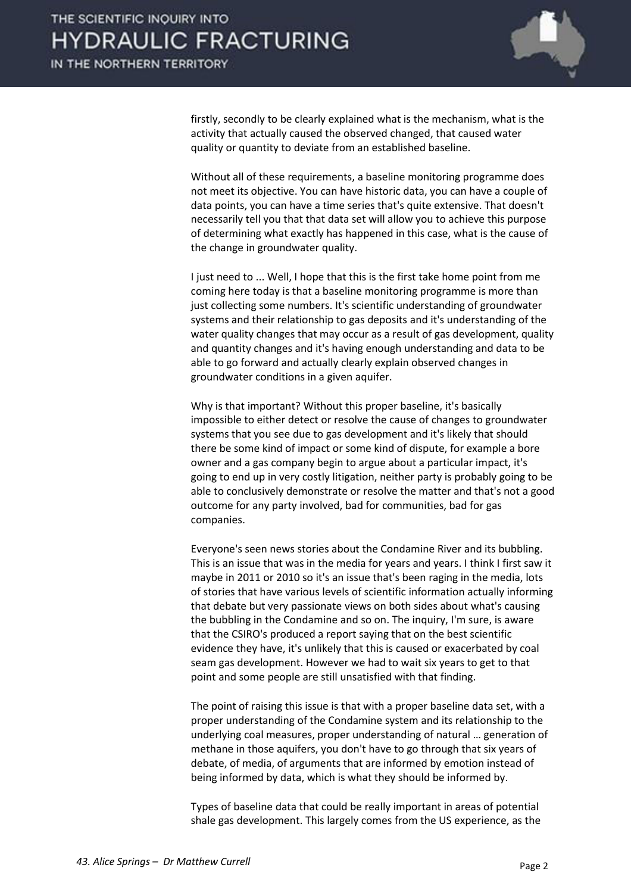firstly, secondly to be clearly explained what is the mechanism, what is the activity that actually caused the observed changed, that caused water quality or quantity to deviate from an established baseline.

Without all of these requirements, a baseline monitoring programme does not meet its objective. You can have historic data, you can have a couple of data points, you can have a time series that's quite extensive. That doesn't necessarily tell you that that data set will allow you to achieve this purpose of determining what exactly has happened in this case, what is the cause of the change in groundwater quality.

I just need to ... Well, I hope that this is the first take home point from me coming here today is that a baseline monitoring programme is more than just collecting some numbers. It's scientific understanding of groundwater systems and their relationship to gas deposits and it's understanding of the water quality changes that may occur as a result of gas development, quality and quantity changes and it's having enough understanding and data to be able to go forward and actually clearly explain observed changes in groundwater conditions in a given aquifer.

Why is that important? Without this proper baseline, it's basically impossible to either detect or resolve the cause of changes to groundwater systems that you see due to gas development and it's likely that should there be some kind of impact or some kind of dispute, for example a bore owner and a gas company begin to argue about a particular impact, it's going to end up in very costly litigation, neither party is probably going to be able to conclusively demonstrate or resolve the matter and that's not a good outcome for any party involved, bad for communities, bad for gas companies.

Everyone's seen news stories about the Condamine River and its bubbling. This is an issue that was in the media for years and years. I think I first saw it maybe in 2011 or 2010 so it's an issue that's been raging in the media, lots of stories that have various levels of scientific information actually informing that debate but very passionate views on both sides about what's causing the bubbling in the Condamine and so on. The inquiry, I'm sure, is aware that the CSIRO's produced a report saying that on the best scientific evidence they have, it's unlikely that this is caused or exacerbated by coal seam gas development. However we had to wait six years to get to that point and some people are still unsatisfied with that finding.

The point of raising this issue is that with a proper baseline data set, with a proper understanding of the Condamine system and its relationship to the underlying coal measures, proper understanding of natural … generation of methane in those aquifers, you don't have to go through that six years of debate, of media, of arguments that are informed by emotion instead of being informed by data, which is what they should be informed by.

Types of baseline data that could be really important in areas of potential shale gas development. This largely comes from the US experience, as the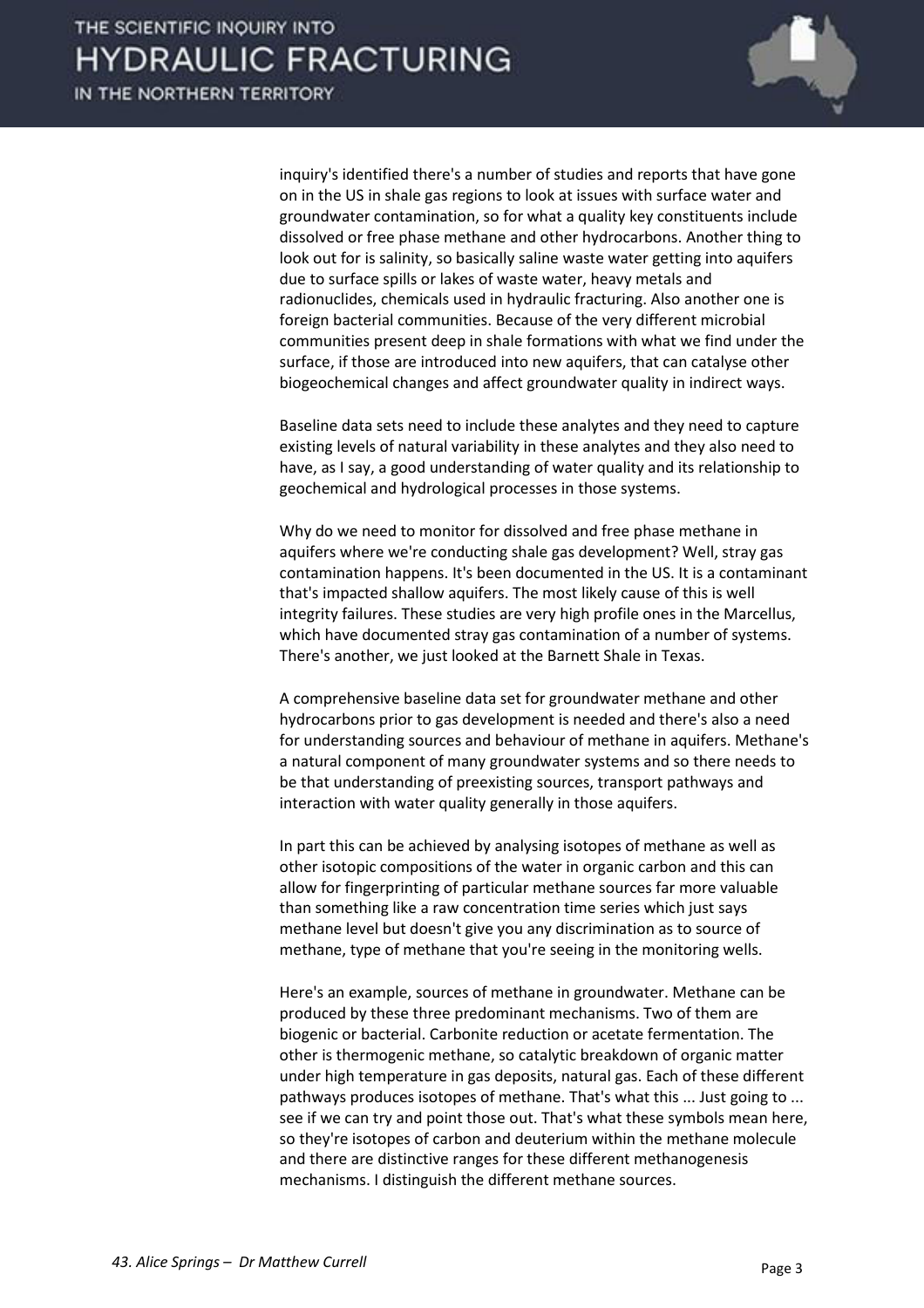inquiry's identified there's a number of studies and reports that have gone on in the US in shale gas regions to look at issues with surface water and groundwater contamination, so for what a quality key constituents include dissolved or free phase methane and other hydrocarbons. Another thing to look out for is salinity, so basically saline waste water getting into aquifers due to surface spills or lakes of waste water, heavy metals and radionuclides, chemicals used in hydraulic fracturing. Also another one is foreign bacterial communities. Because of the very different microbial communities present deep in shale formations with what we find under the surface, if those are introduced into new aquifers, that can catalyse other biogeochemical changes and affect groundwater quality in indirect ways.

Baseline data sets need to include these analytes and they need to capture existing levels of natural variability in these analytes and they also need to have, as I say, a good understanding of water quality and its relationship to geochemical and hydrological processes in those systems.

Why do we need to monitor for dissolved and free phase methane in aquifers where we're conducting shale gas development? Well, stray gas contamination happens. It's been documented in the US. It is a contaminant that's impacted shallow aquifers. The most likely cause of this is well integrity failures. These studies are very high profile ones in the Marcellus, which have documented stray gas contamination of a number of systems. There's another, we just looked at the Barnett Shale in Texas.

A comprehensive baseline data set for groundwater methane and other hydrocarbons prior to gas development is needed and there's also a need for understanding sources and behaviour of methane in aquifers. Methane's a natural component of many groundwater systems and so there needs to be that understanding of preexisting sources, transport pathways and interaction with water quality generally in those aquifers.

In part this can be achieved by analysing isotopes of methane as well as other isotopic compositions of the water in organic carbon and this can allow for fingerprinting of particular methane sources far more valuable than something like a raw concentration time series which just says methane level but doesn't give you any discrimination as to source of methane, type of methane that you're seeing in the monitoring wells.

Here's an example, sources of methane in groundwater. Methane can be produced by these three predominant mechanisms. Two of them are biogenic or bacterial. Carbonite reduction or acetate fermentation. The other is thermogenic methane, so catalytic breakdown of organic matter under high temperature in gas deposits, natural gas. Each of these different pathways produces isotopes of methane. That's what this ... Just going to ... see if we can try and point those out. That's what these symbols mean here, so they're isotopes of carbon and deuterium within the methane molecule and there are distinctive ranges for these different methanogenesis mechanisms. I distinguish the different methane sources.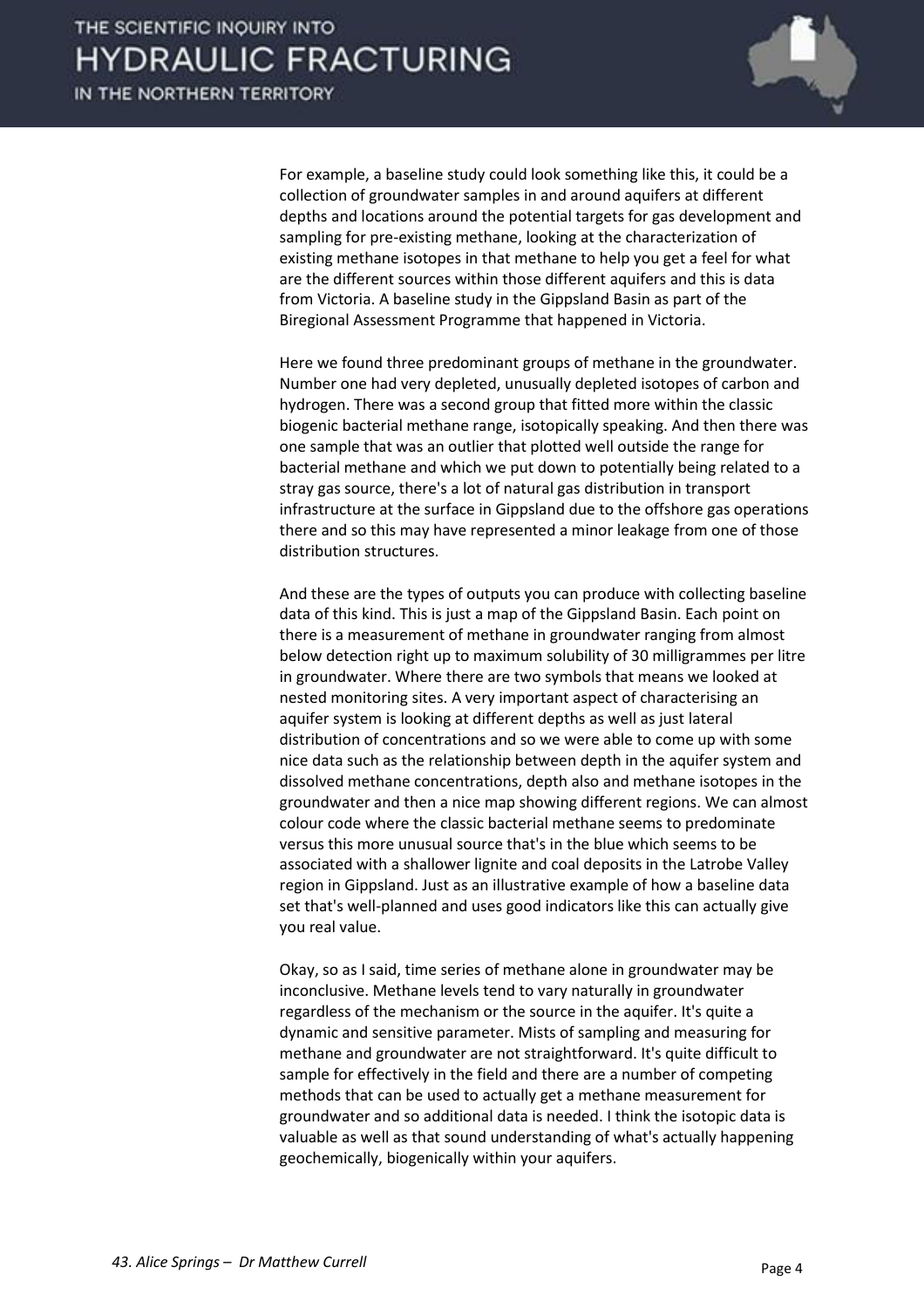For example, a baseline study could look something like this, it could be a collection of groundwater samples in and around aquifers at different depths and locations around the potential targets for gas development and sampling for pre-existing methane, looking at the characterization of existing methane isotopes in that methane to help you get a feel for what are the different sources within those different aquifers and this is data from Victoria. A baseline study in the Gippsland Basin as part of the Biregional Assessment Programme that happened in Victoria.

Here we found three predominant groups of methane in the groundwater. Number one had very depleted, unusually depleted isotopes of carbon and hydrogen. There was a second group that fitted more within the classic biogenic bacterial methane range, isotopically speaking. And then there was one sample that was an outlier that plotted well outside the range for bacterial methane and which we put down to potentially being related to a stray gas source, there's a lot of natural gas distribution in transport infrastructure at the surface in Gippsland due to the offshore gas operations there and so this may have represented a minor leakage from one of those distribution structures.

And these are the types of outputs you can produce with collecting baseline data of this kind. This is just a map of the Gippsland Basin. Each point on there is a measurement of methane in groundwater ranging from almost below detection right up to maximum solubility of 30 milligrammes per litre in groundwater. Where there are two symbols that means we looked at nested monitoring sites. A very important aspect of characterising an aquifer system is looking at different depths as well as just lateral distribution of concentrations and so we were able to come up with some nice data such as the relationship between depth in the aquifer system and dissolved methane concentrations, depth also and methane isotopes in the groundwater and then a nice map showing different regions. We can almost colour code where the classic bacterial methane seems to predominate versus this more unusual source that's in the blue which seems to be associated with a shallower lignite and coal deposits in the Latrobe Valley region in Gippsland. Just as an illustrative example of how a baseline data set that's well-planned and uses good indicators like this can actually give you real value.

Okay, so as I said, time series of methane alone in groundwater may be inconclusive. Methane levels tend to vary naturally in groundwater regardless of the mechanism or the source in the aquifer. It's quite a dynamic and sensitive parameter. Mists of sampling and measuring for methane and groundwater are not straightforward. It's quite difficult to sample for effectively in the field and there are a number of competing methods that can be used to actually get a methane measurement for groundwater and so additional data is needed. I think the isotopic data is valuable as well as that sound understanding of what's actually happening geochemically, biogenically within your aquifers.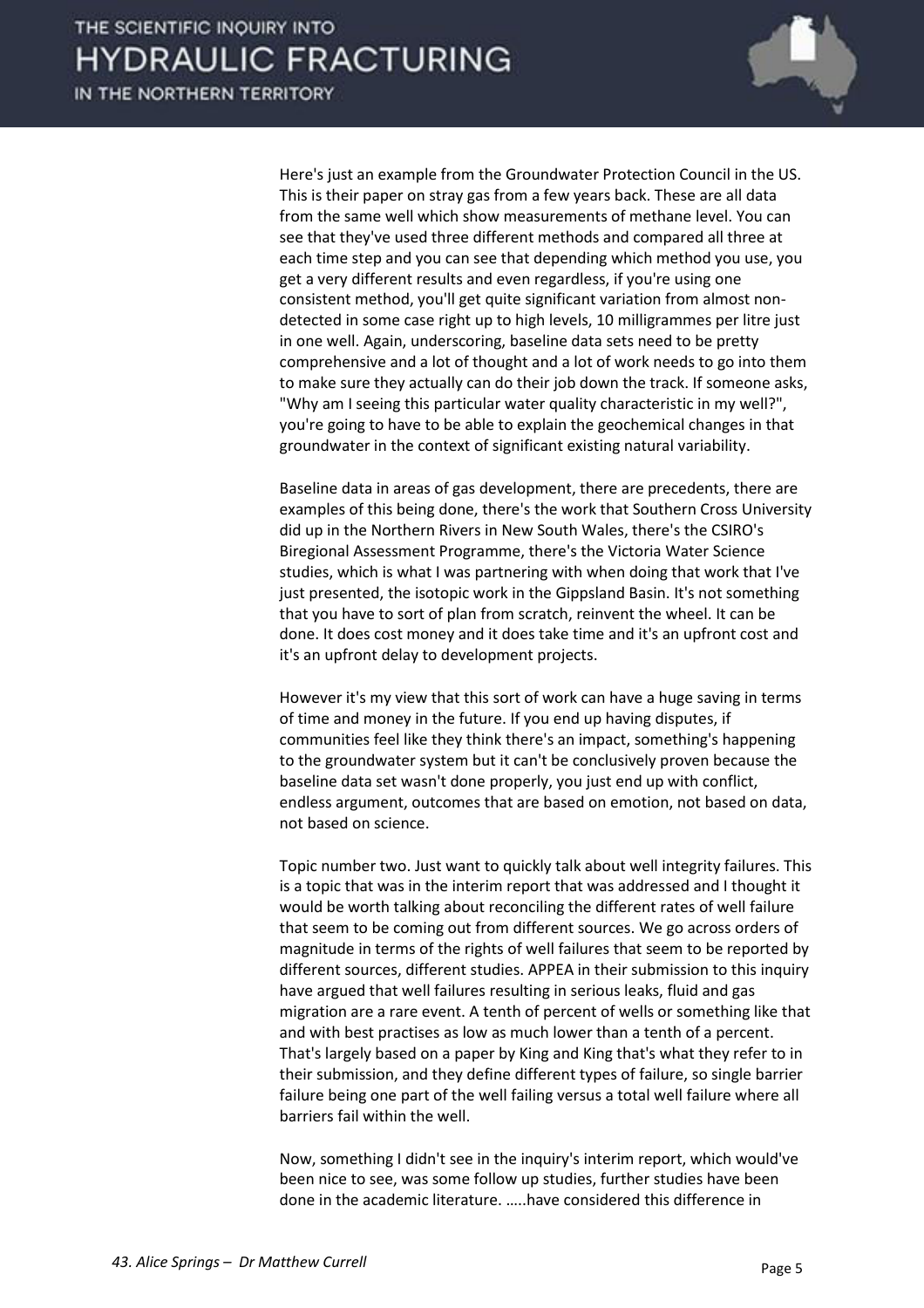Here's just an example from the Groundwater Protection Council in the US. This is their paper on stray gas from a few years back. These are all data from the same well which show measurements of methane level. You can see that they've used three different methods and compared all three at each time step and you can see that depending which method you use, you get a very different results and even regardless, if you're using one consistent method, you'll get quite significant variation from almost non-detected in some case right up to high levels, 10 milligrammes per litre just in one well. Again, underscoring, baseline data sets need to be pretty comprehensive and a lot of thought and a lot of work needs to go into them to make sure they actually can do their job down the track. If someone asks, "Why am I seeing this particular water quality characteristic in my well?", you're going to have to be able to explain the geochemical changes in that groundwater in the context of significant existing natural variability.

Baseline data in areas of gas development, there are precedents, there are examples of this being done, there's the work that Southern Cross University did up in the Northern Rivers in New South Wales, there's the CSIRO's Biregional Assessment Programme, there's the Victoria Water Science studies, which is what I was partnering with when doing that work that I've just presented, the isotopic work in the Gippsland Basin. It's not something that you have to sort of plan from scratch, reinvent the wheel. It can be done. It does cost money and it does take time and it's an upfront cost and it's an upfront delay to development projects.

However it's my view that this sort of work can have a huge saving in terms of time and money in the future. If you end up having disputes, if communities feel like they think there's an impact, something's happening to the groundwater system but it can't be conclusively proven because the baseline data set wasn't done properly, you just end up with conflict, endless argument, outcomes that are based on emotion, not based on data, not based on science.

Topic number two. Just want to quickly talk about well integrity failures. This is a topic that was in the interim report that was addressed and I thought it would be worth talking about reconciling the different rates of well failure that seem to be coming out from different sources. We go across orders of magnitude in terms of the rights of well failures that seem to be reported by different sources, different studies. APPEA in their submission to this inquiry have argued that well failures resulting in serious leaks, fluid and gas migration are a rare event. A tenth of percent of wells or something like that and with best practises as low as much lower than a tenth of a percent. That's largely based on a paper by King and King that's what they refer to in their submission, and they define different types of failure, so single barrier failure being one part of the well failing versus a total well failure where all barriers fail within the well.

Now, something I didn't see in the inquiry's interim report, which would've been nice to see, was some follow up studies, further studies have been done in the academic literature. …..have considered this difference in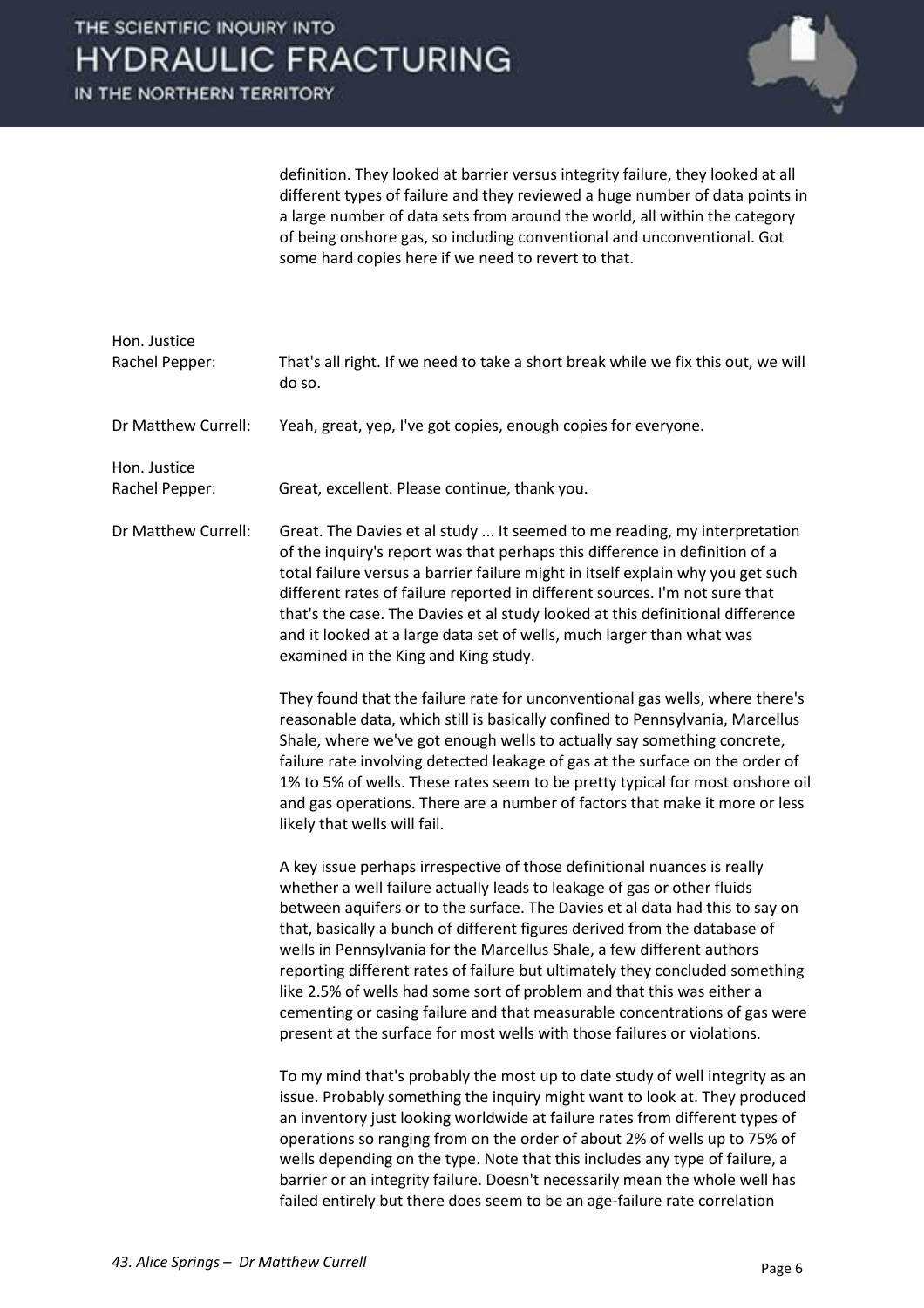definition. They looked at barrier versus integrity failure, they looked at all different types of failure and they reviewed a huge number of data points in a large number of data sets from around the world, all within the category of being onshore gas, so including conventional and unconventional. Got some hard copies here if we need to revert to that.

**Hon. Justice Rachel Pepper:** That's all right. If we need to take a short break while we fix this out, we will do so.

**Dr Matthew Currell:** Yeah, great, yep, I've got copies, enough copies for everyone.

**Hon. Justice Rachel Pepper:** Great, excellent. Please continue, thank you.

**Dr Matthew Currell:** Great. The Davies et al study ... It seemed to me reading, my interpretation of the inquiry's report was that perhaps this difference in definition of a total failure versus a barrier failure might in itself explain why you get such different rates of failure reported in different sources. I'm not sure that that's the case. The Davies et al study looked at this definitional difference and it looked at a large data set of wells, much larger than what was examined in the King and King study.

They found that the failure rate for unconventional gas wells, where there's reasonable data, which still is basically confined to Pennsylvania, Marcellus Shale, where we've got enough wells to actually say something concrete, failure rate involving detected leakage of gas at the surface on the order of 1% to 5% of wells. These rates seem to be pretty typical for most onshore oil and gas operations. There are a number of factors that make it more or less likely that wells will fail.

A key issue perhaps irrespective of those definitional nuances is really whether a well failure actually leads to leakage of gas or other fluids between aquifers or to the surface. The Davies et al data had this to say on that, basically a bunch of different figures derived from the database of wells in Pennsylvania for the Marcellus Shale, a few different authors reporting different rates of failure but ultimately they concluded something like 2.5% of wells had some sort of problem and that this was either a cementing or casing failure and that measurable concentrations of gas were present at the surface for most wells with those failures or violations.

To my mind that's probably the most up to date study of well integrity as an issue. Probably something the inquiry might want to look at. They produced an inventory just looking worldwide at failure rates from different types of operations so ranging from on the order of about 2% of wells up to 75% of wells depending on the type. Note that this includes any type of failure, a barrier or an integrity failure. Doesn't necessarily mean the whole well has failed entirely but there does seem to be an age-failure rate correlation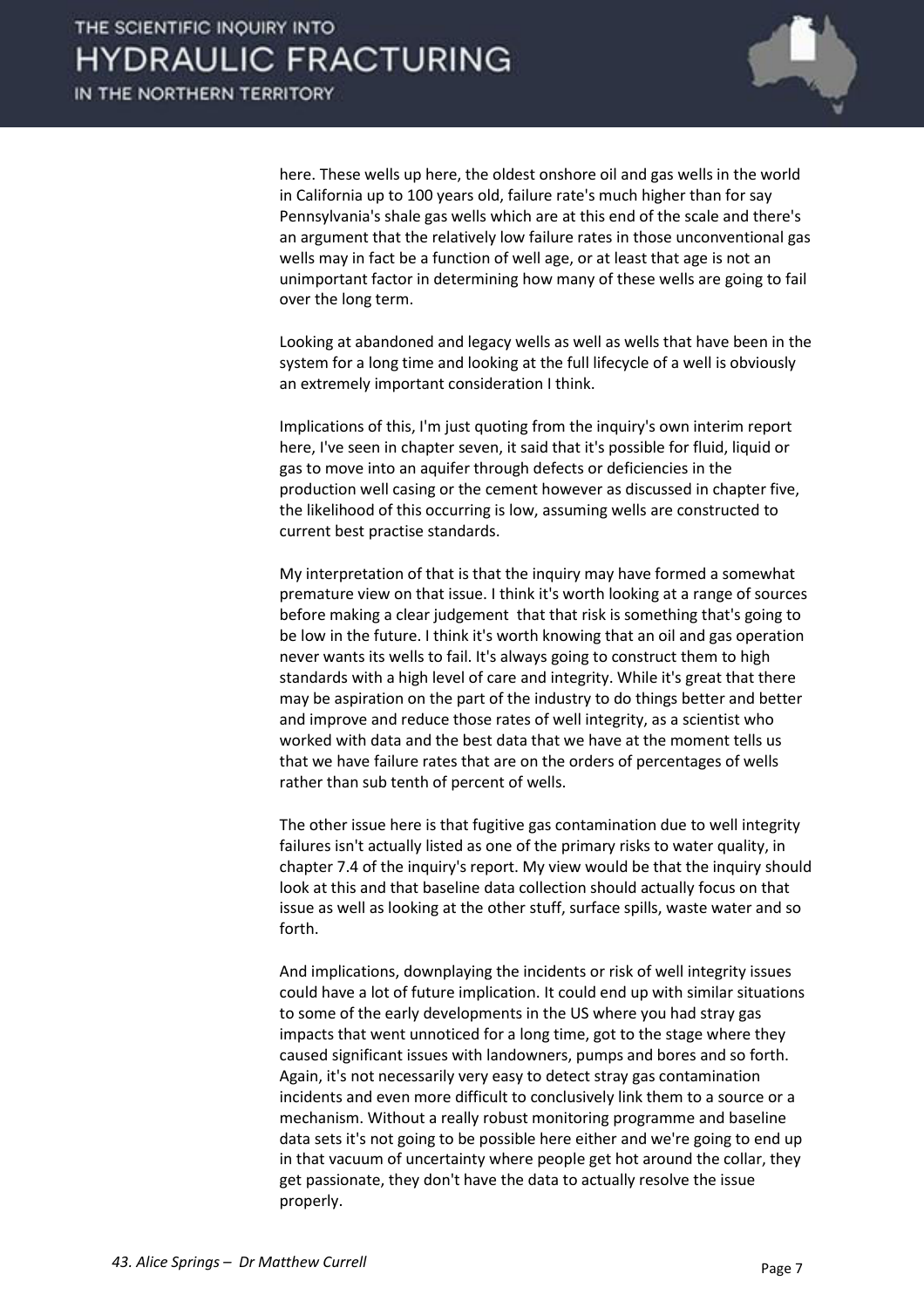here. These wells up here, the oldest onshore oil and gas wells in the world in California up to 100 years old, failure rate's much higher than for say Pennsylvania's shale gas wells which are at this end of the scale and there's an argument that the relatively low failure rates in those unconventional gas wells may in fact be a function of well age, or at least that age is not an unimportant factor in determining how many of these wells are going to fail over the long term.

Looking at abandoned and legacy wells as well as wells that have been in the system for a long time and looking at the full lifecycle of a well is obviously an extremely important consideration I think.

Implications of this, I'm just quoting from the inquiry's own interim report here, I've seen in chapter seven, it said that it's possible for fluid, liquid or gas to move into an aquifer through defects or deficiencies in the production well casing or the cement however as discussed in chapter five, the likelihood of this occurring is low, assuming wells are constructed to current best practise standards.

My interpretation of that is that the inquiry may have formed a somewhat premature view on that issue. I think it's worth looking at a range of sources before making a clear judgement that that risk is something that's going to be low in the future. I think it's worth knowing that an oil and gas operation never wants its wells to fail. It's always going to construct them to high standards with a high level of care and integrity. While it's great that there may be aspiration on the part of the industry to do things better and better and improve and reduce those rates of well integrity, as a scientist who worked with data and the best data that we have at the moment tells us that we have failure rates that are on the orders of percentages of wells rather than sub tenth of percent of wells.

The other issue here is that fugitive gas contamination due to well integrity failures isn't actually listed as one of the primary risks to water quality, in chapter 7.4 of the inquiry's report. My view would be that the inquiry should look at this and that baseline data collection should actually focus on that issue as well as looking at the other stuff, surface spills, waste water and so forth.

And implications, downplaying the incidents or risk of well integrity issues could have a lot of future implication. It could end up with similar situations to some of the early developments in the US where you had stray gas impacts that went unnoticed for a long time, got to the stage where they caused significant issues with landowners, pumps and bores and so forth. Again, it's not necessarily very easy to detect stray gas contamination incidents and even more difficult to conclusively link them to a source or a mechanism. Without a really robust monitoring programme and baseline data sets it's not going to be possible here either and we're going to end up in that vacuum of uncertainty where people get hot around the collar, they get passionate, they don't have the data to actually resolve the issue properly.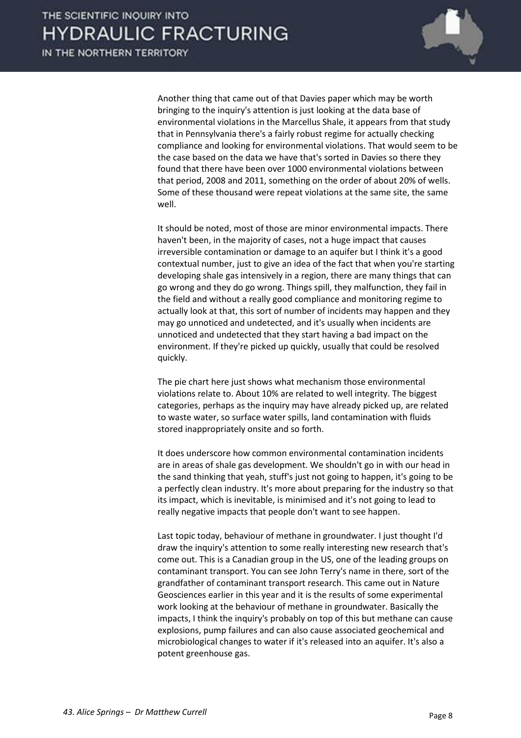Another thing that came out of that Davies paper which may be worth bringing to the inquiry's attention is just looking at the data base of environmental violations in the Marcellus Shale, it appears from that study that in Pennsylvania there's a fairly robust regime for actually checking compliance and looking for environmental violations. That would seem to be the case based on the data we have that's sorted in Davies so there they found that there have been over 1000 environmental violations between that period, 2008 and 2011, something on the order of about 20% of wells. Some of these thousand were repeat violations at the same site, the same well.

It should be noted, most of those are minor environmental impacts. There haven't been, in the majority of cases, not a huge impact that causes irreversible contamination or damage to an aquifer but I think it's a good contextual number, just to give an idea of the fact that when you're starting developing shale gas intensively in a region, there are many things that can go wrong and they do go wrong. Things spill, they malfunction, they fail in the field and without a really good compliance and monitoring regime to actually look at that, this sort of number of incidents may happen and they may go unnoticed and undetected, and it's usually when incidents are unnoticed and undetected that they start having a bad impact on the environment. If they're picked up quickly, usually that could be resolved quickly.

The pie chart here just shows what mechanism those environmental violations relate to. About 10% are related to well integrity. The biggest categories, perhaps as the inquiry may have already picked up, are related to waste water, so surface water spills, land contamination with fluids stored inappropriately onsite and so forth.

It does underscore how common environmental contamination incidents are in areas of shale gas development. We shouldn't go in with our head in the sand thinking that yeah, stuff's just not going to happen, it's going to be a perfectly clean industry. It's more about preparing for the industry so that its impact, which is inevitable, is minimised and it's not going to lead to really negative impacts that people don't want to see happen.

Last topic today, behaviour of methane in groundwater. I just thought I'd draw the inquiry's attention to some really interesting new research that's come out. This is a Canadian group in the US, one of the leading groups on contaminant transport. You can see John Terry's name in there, sort of the grandfather of contaminant transport research. This came out in Nature Geosciences earlier in this year and it is the results of some experimental work looking at the behaviour of methane in groundwater. Basically the impacts, I think the inquiry's probably on top of this but methane can cause explosions, pump failures and can also cause associated geochemical and microbiological changes to water if it's released into an aquifer. It's also a potent greenhouse gas.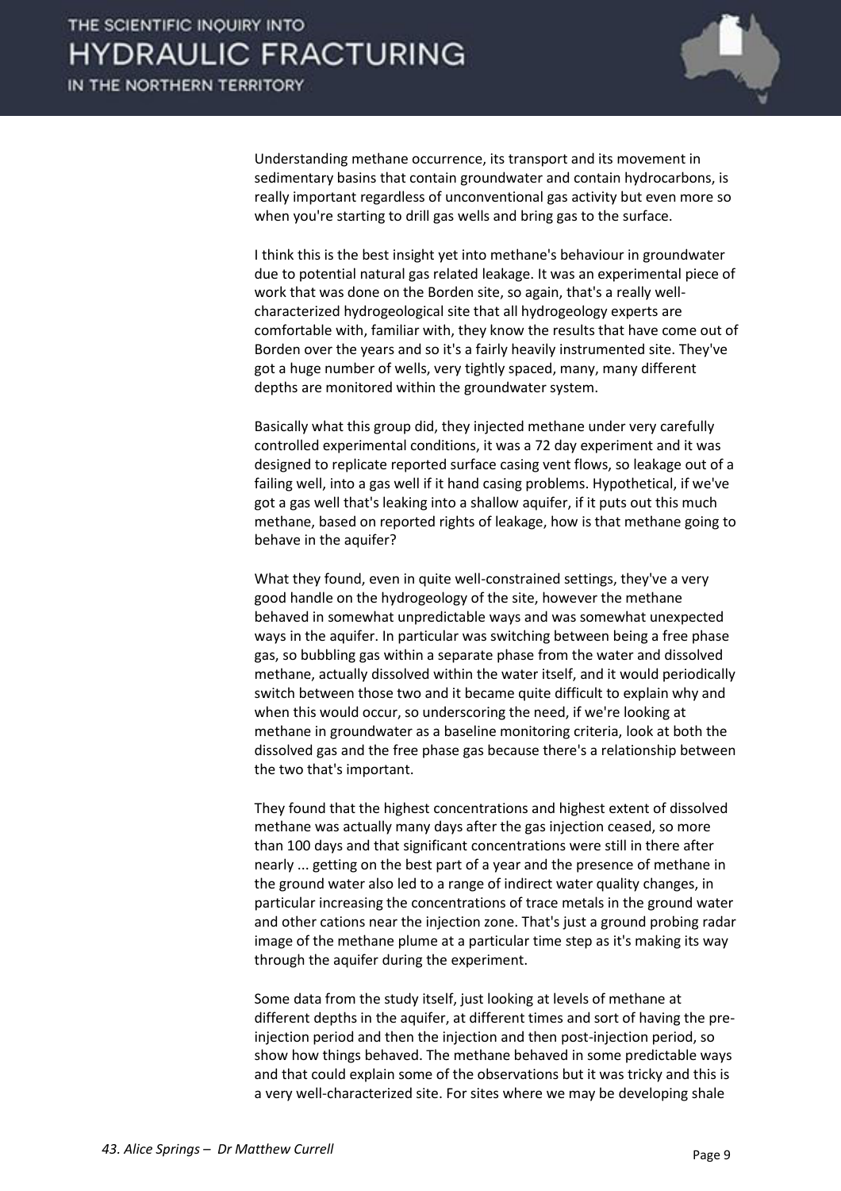Understanding methane occurrence, its transport and its movement in sedimentary basins that contain groundwater and contain hydrocarbons, is really important regardless of unconventional gas activity but even more so when you're starting to drill gas wells and bring gas to the surface.

I think this is the best insight yet into methane's behaviour in groundwater due to potential natural gas related leakage. It was an experimental piece of work that was done on the Borden site, so again, that's a really well-characterized hydrogeological site that all hydrogeology experts are comfortable with, familiar with, they know the results that have come out of Borden over the years and so it's a fairly heavily instrumented site. They've got a huge number of wells, very tightly spaced, many, many different depths are monitored within the groundwater system.

Basically what this group did, they injected methane under very carefully controlled experimental conditions, it was a 72 day experiment and it was designed to replicate reported surface casing vent flows, so leakage out of a failing well, into a gas well if it hand casing problems. Hypothetical, if we've got a gas well that's leaking into a shallow aquifer, if it puts out this much methane, based on reported rights of leakage, how is that methane going to behave in the aquifer?

What they found, even in quite well-constrained settings, they've a very good handle on the hydrogeology of the site, however the methane behaved in somewhat unpredictable ways and was somewhat unexpected ways in the aquifer. In particular was switching between being a free phase gas, so bubbling gas within a separate phase from the water and dissolved methane, actually dissolved within the water itself, and it would periodically switch between those two and it became quite difficult to explain why and when this would occur, so underscoring the need, if we're looking at methane in groundwater as a baseline monitoring criteria, look at both the dissolved gas and the free phase gas because there's a relationship between the two that's important.

They found that the highest concentrations and highest extent of dissolved methane was actually many days after the gas injection ceased, so more than 100 days and that significant concentrations were still in there after nearly ... getting on the best part of a year and the presence of methane in the ground water also led to a range of indirect water quality changes, in particular increasing the concentrations of trace metals in the ground water and other cations near the injection zone. That's just a ground probing radar image of the methane plume at a particular time step as it's making its way through the aquifer during the experiment.

Some data from the study itself, just looking at levels of methane at different depths in the aquifer, at different times and sort of having the pre-injection period and then the injection and then post-injection period, so show how things behaved. The methane behaved in some predictable ways and that could explain some of the observations but it was tricky and this is a very well-characterized site. For sites where we may be developing shale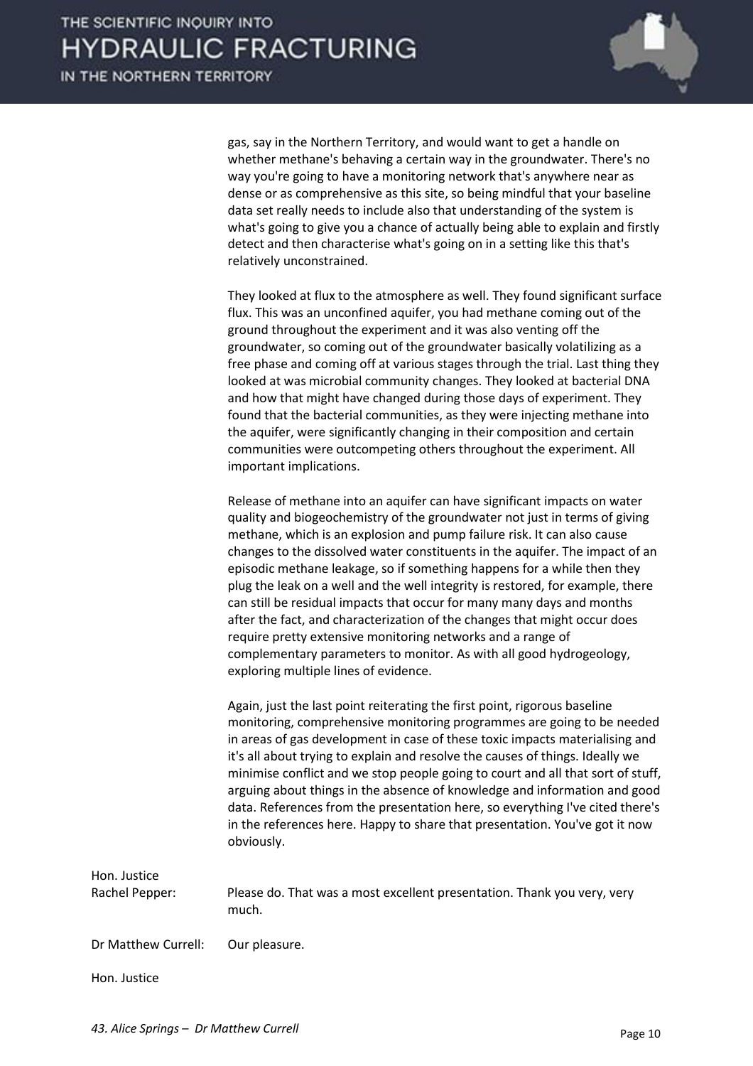gas, say in the Northern Territory, and would want to get a handle on whether methane's behaving a certain way in the groundwater. There's no way you're going to have a monitoring network that's anywhere near as dense or as comprehensive as this site, so being mindful that your baseline data set really needs to include also that understanding of the system is what's going to give you a chance of actually being able to explain and firstly detect and then characterise what's going on in a setting like this that's relatively unconstrained.

They looked at flux to the atmosphere as well. They found significant surface flux. This was an unconfined aquifer, you had methane coming out of the ground throughout the experiment and it was also venting off the groundwater, so coming out of the groundwater basically volatilizing as a free phase and coming off at various stages through the trial. Last thing they looked at was microbial community changes. They looked at bacterial DNA and how that might have changed during those days of experiment. They found that the bacterial communities, as they were injecting methane into the aquifer, were significantly changing in their composition and certain communities were outcompeting others throughout the experiment. All important implications.

Release of methane into an aquifer can have significant impacts on water quality and biogeochemistry of the groundwater not just in terms of giving methane, which is an explosion and pump failure risk. It can also cause changes to the dissolved water constituents in the aquifer. The impact of an episodic methane leakage, so if something happens for a while then they plug the leak on a well and the well integrity is restored, for example, there can still be residual impacts that occur for many many days and months after the fact, and characterization of the changes that might occur does require pretty extensive monitoring networks and a range of complementary parameters to monitor. As with all good hydrogeology, exploring multiple lines of evidence.

Again, just the last point reiterating the first point, rigorous baseline monitoring, comprehensive monitoring programmes are going to be needed in areas of gas development in case of these toxic impacts materialising and it's all about trying to explain and resolve the causes of things. Ideally we minimise conflict and we stop people going to court and all that sort of stuff, arguing about things in the absence of knowledge and information and good data. References from the presentation here, so everything I've cited there's in the references here. Happy to share that presentation. You've got it now obviously.

Hon. Justice Rachel Pepper: Please do. That was a most excellent presentation. Thank you very, very much.

Dr Matthew Currell: Our pleasure.

Hon. Justice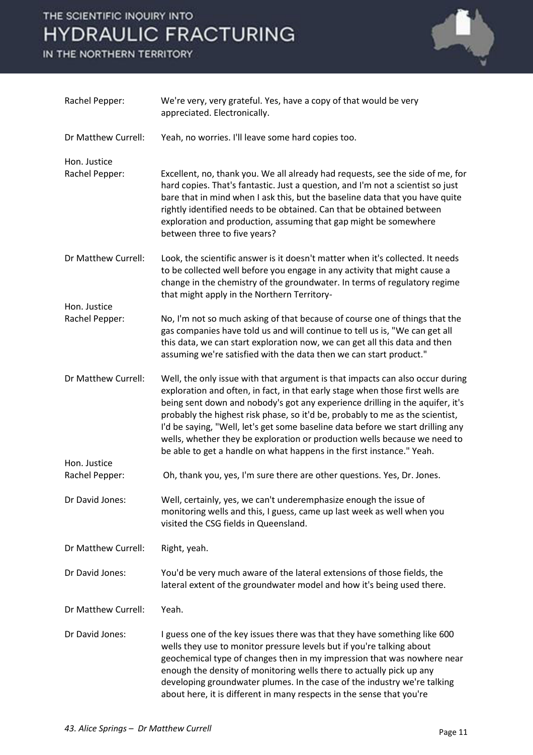| | |
|---|---|
| Rachel Pepper: | We're very, very grateful. Yes, have a copy of that would be very appreciated. Electronically. |
| Dr Matthew Currell: | Yeah, no worries. I'll leave some hard copies too. |
| Hon. Justice Rachel Pepper: | Excellent, no, thank you. We all already had requests, see the side of me, for hard copies. That's fantastic. Just a question, and I'm not a scientist so just bare that in mind when I ask this, but the baseline data that you have quite rightly identified needs to be obtained. Can that be obtained between exploration and production, assuming that gap might be somewhere between three to five years? |
| Dr Matthew Currell: | Look, the scientific answer is it doesn't matter when it's collected. It needs to be collected well before you engage in any activity that might cause a change in the chemistry of the groundwater. In terms of regulatory regime that might apply in the Northern Territory- |
| Hon. Justice Rachel Pepper: | No, I'm not so much asking of that because of course one of things that the gas companies have told us and will continue to tell us is, "We can get all this data, we can start exploration now, we can get all this data and then assuming we're satisfied with the data then we can start product." |
| Dr Matthew Currell: | Well, the only issue with that argument is that impacts can also occur during exploration and often, in fact, in that early stage when those first wells are being sent down and nobody's got any experience drilling in the aquifer, it's probably the highest risk phase, so it'd be, probably to me as the scientist, I'd be saying, "Well, let's get some baseline data before we start drilling any wells, whether they be exploration or production wells because we need to be able to get a handle on what happens in the first instance." Yeah. |
| Hon. Justice Rachel Pepper: | Oh, thank you, yes, I'm sure there are other questions. Yes, Dr. Jones. |
| Dr David Jones: | Well, certainly, yes, we can't underemphasize enough the issue of monitoring wells and this, I guess, came up last week as well when you visited the CSG fields in Queensland. |
| Dr Matthew Currell: | Right, yeah. |
| Dr David Jones: | You'd be very much aware of the lateral extensions of those fields, the lateral extent of the groundwater model and how it's being used there. |
| Dr Matthew Currell: | Yeah. |
| Dr David Jones: | I guess one of the key issues there was that they have something like 600 wells they use to monitor pressure levels but if you're talking about geochemical type of changes then in my impression that was nowhere near enough the density of monitoring wells there to actually pick up any developing groundwater plumes. In the case of the industry we're talking about here, it is different in many respects in the sense that you're |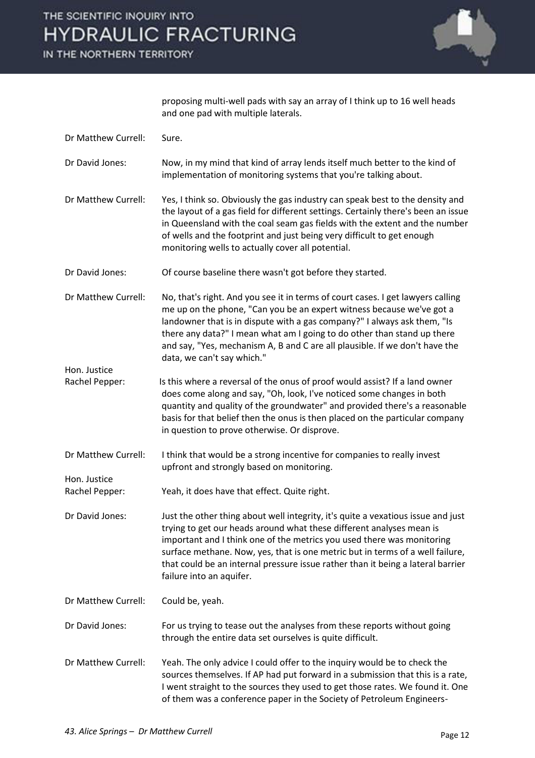proposing multi-well pads with say an array of I think up to 16 well heads and one pad with multiple laterals.

Dr Matthew Currell: Sure.

Dr David Jones: Now, in my mind that kind of array lends itself much better to the kind of implementation of monitoring systems that you're talking about.

Dr Matthew Currell: Yes, I think so. Obviously the gas industry can speak best to the density and the layout of a gas field for different settings. Certainly there's been an issue in Queensland with the coal seam gas fields with the extent and the number of wells and the footprint and just being very difficult to get enough monitoring wells to actually cover all potential.

Dr David Jones: Of course baseline there wasn't got before they started.

Dr Matthew Currell: No, that's right. And you see it in terms of court cases. I get lawyers calling me up on the phone, "Can you be an expert witness because we've got a landowner that is in dispute with a gas company?" I always ask them, "Is there any data?" I mean what am I going to do other than stand up there and say, "Yes, mechanism A, B and C are all plausible. If we don't have the data, we can't say which."

Hon. Justice Rachel Pepper: Is this where a reversal of the onus of proof would assist? If a land owner does come along and say, "Oh, look, I've noticed some changes in both quantity and quality of the groundwater" and provided there's a reasonable basis for that belief then the onus is then placed on the particular company in question to prove otherwise. Or disprove.

Dr Matthew Currell: I think that would be a strong incentive for companies to really invest upfront and strongly based on monitoring.

Hon. Justice Rachel Pepper: Yeah, it does have that effect. Quite right.

Dr David Jones: Just the other thing about well integrity, it's quite a vexatious issue and just trying to get our heads around what these different analyses mean is important and I think one of the metrics you used there was monitoring surface methane. Now, yes, that is one metric but in terms of a well failure, that could be an internal pressure issue rather than it being a lateral barrier failure into an aquifer.

Dr Matthew Currell: Could be, yeah.

Dr David Jones: For us trying to tease out the analyses from these reports without going through the entire data set ourselves is quite difficult.

Dr Matthew Currell: Yeah. The only advice I could offer to the inquiry would be to check the sources themselves. If AP had put forward in a submission that this is a rate, I went straight to the sources they used to get those rates. We found it. One of them was a conference paper in the Society of Petroleum Engineers-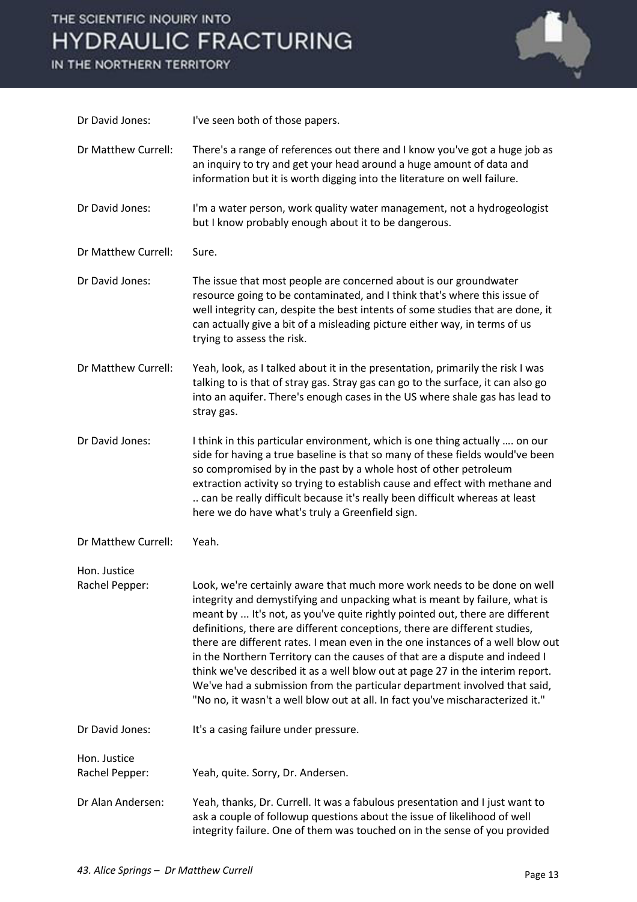Dr David Jones: I've seen both of those papers.

Dr Matthew Currell: There's a range of references out there and I know you've got a huge job as an inquiry to try and get your head around a huge amount of data and information but it is worth digging into the literature on well failure.

Dr David Jones: I'm a water person, work quality water management, not a hydrogeologist but I know probably enough about it to be dangerous.

Dr Matthew Currell: Sure.

Dr David Jones: The issue that most people are concerned about is our groundwater resource going to be contaminated, and I think that's where this issue of well integrity can, despite the best intents of some studies that are done, it can actually give a bit of a misleading picture either way, in terms of us trying to assess the risk.

Dr Matthew Currell: Yeah, look, as I talked about it in the presentation, primarily the risk I was talking to is that of stray gas. Stray gas can go to the surface, it can also go into an aquifer. There's enough cases in the US where shale gas has lead to stray gas.

Dr David Jones: I think in this particular environment, which is one thing actually …. on our side for having a true baseline is that so many of these fields would've been so compromised by in the past by a whole host of other petroleum extraction activity so trying to establish cause and effect with methane and .. can be really difficult because it's really been difficult whereas at least here we do have what's truly a Greenfield sign.

Dr Matthew Currell: Yeah.

Hon. Justice Rachel Pepper: Look, we're certainly aware that much more work needs to be done on well integrity and demystifying and unpacking what is meant by failure, what is meant by ... It's not, as you've quite rightly pointed out, there are different definitions, there are different conceptions, there are different studies, there are different rates. I mean even in the one instances of a well blow out in the Northern Territory can the causes of that are a dispute and indeed I think we've described it as a well blow out at page 27 in the interim report. We've had a submission from the particular department involved that said, "No no, it wasn't a well blow out at all. In fact you've mischaracterized it."

Dr David Jones: It's a casing failure under pressure.

Hon. Justice Rachel Pepper: Yeah, quite. Sorry, Dr. Andersen.

Dr Alan Andersen: Yeah, thanks, Dr. Currell. It was a fabulous presentation and I just want to ask a couple of followup questions about the issue of likelihood of well integrity failure. One of them was touched on in the sense of you provided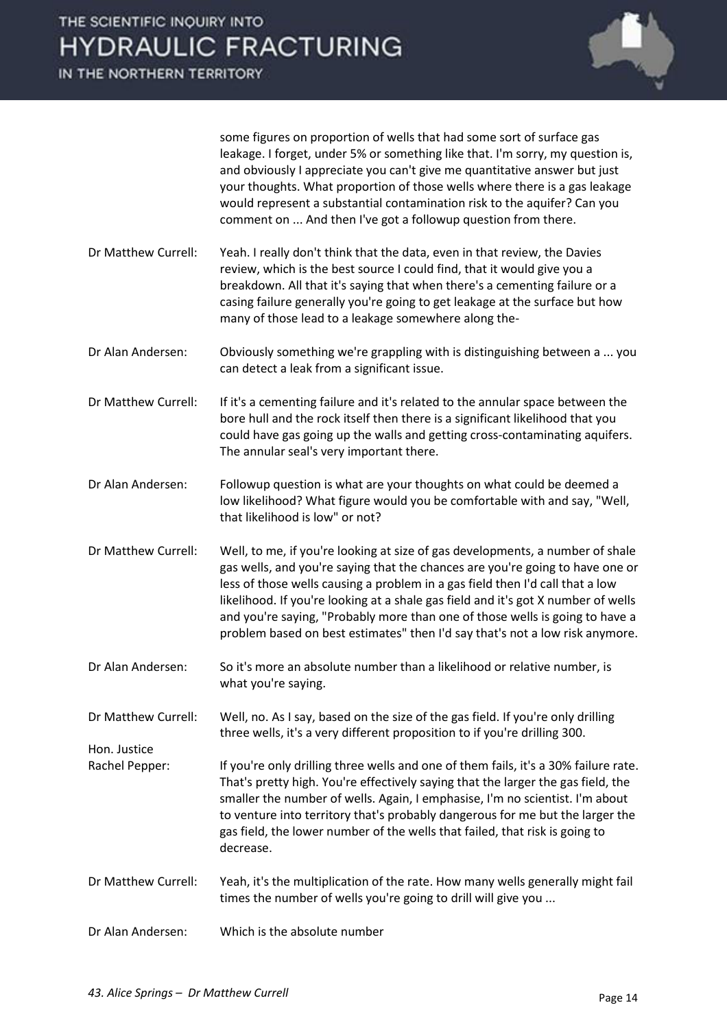some figures on proportion of wells that had some sort of surface gas leakage. I forget, under 5% or something like that. I'm sorry, my question is, and obviously I appreciate you can't give me quantitative answer but just your thoughts. What proportion of those wells where there is a gas leakage would represent a substantial contamination risk to the aquifer? Can you comment on ... And then I've got a followup question from there.

| | |
|---|---|
| Dr Matthew Currell: | Yeah. I really don't think that the data, even in that review, the Davies review, which is the best source I could find, that it would give you a breakdown. All that it's saying that when there's a cementing failure or a casing failure generally you're going to get leakage at the surface but how many of those lead to a leakage somewhere along the- |
| Dr Alan Andersen: | Obviously something we're grappling with is distinguishing between a ... you can detect a leak from a significant issue. |
| Dr Matthew Currell: | If it's a cementing failure and it's related to the annular space between the bore hull and the rock itself then there is a significant likelihood that you could have gas going up the walls and getting cross-contaminating aquifers. The annular seal's very important there. |
| Dr Alan Andersen: | Followup question is what are your thoughts on what could be deemed a low likelihood? What figure would you be comfortable with and say, "Well, that likelihood is low" or not? |
| Dr Matthew Currell: | Well, to me, if you're looking at size of gas developments, a number of shale gas wells, and you're saying that the chances are you're going to have one or less of those wells causing a problem in a gas field then I'd call that a low likelihood. If you're looking at a shale gas field and it's got X number of wells and you're saying, "Probably more than one of those wells is going to have a problem based on best estimates" then I'd say that's not a low risk anymore. |
| Dr Alan Andersen: | So it's more an absolute number than a likelihood or relative number, is what you're saying. |
| Dr Matthew Currell: | Well, no. As I say, based on the size of the gas field. If you're only drilling three wells, it's a very different proposition to if you're drilling 300. |
| Hon. Justice Rachel Pepper: | If you're only drilling three wells and one of them fails, it's a 30% failure rate. That's pretty high. You're effectively saying that the larger the gas field, the smaller the number of wells. Again, I emphasise, I'm no scientist. I'm about to venture into territory that's probably dangerous for me but the larger the gas field, the lower number of the wells that failed, that risk is going to decrease. |
| Dr Matthew Currell: | Yeah, it's the multiplication of the rate. How many wells generally might fail times the number of wells you're going to drill will give you ... |
| Dr Alan Andersen: | Which is the absolute number |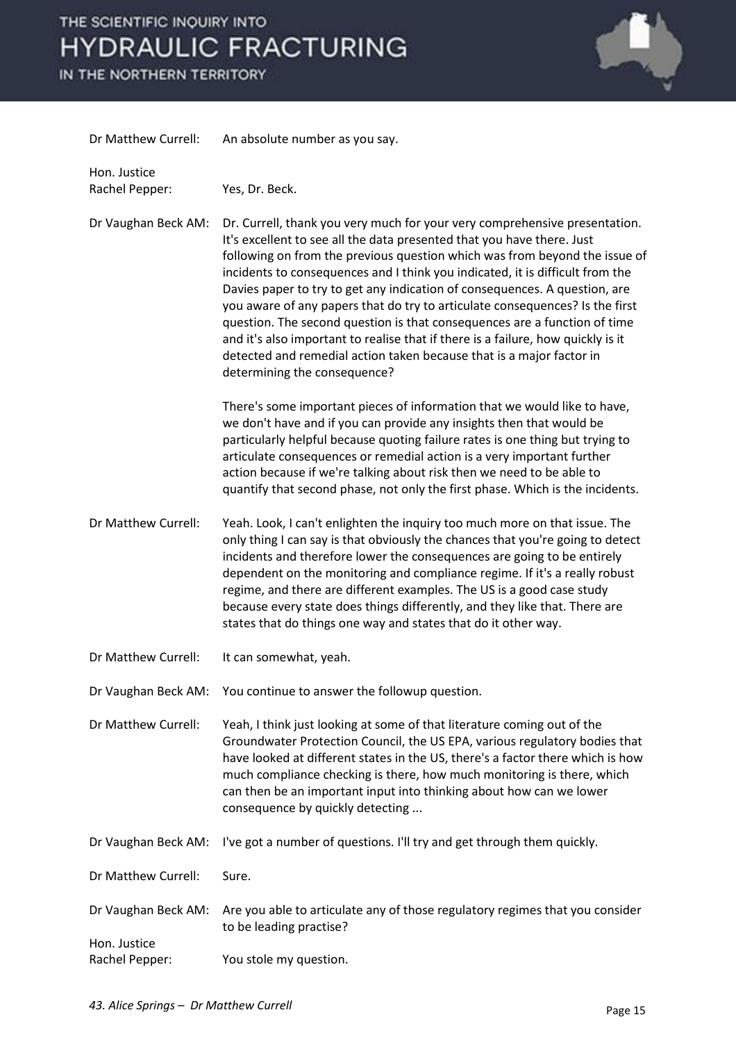Dr Matthew Currell: An absolute number as you say.

Hon. Justice Rachel Pepper: Yes, Dr. Beck.

Dr Vaughan Beck AM: Dr. Currell, thank you very much for your very comprehensive presentation. It's excellent to see all the data presented that you have there. Just following on from the previous question which was from beyond the issue of incidents to consequences and I think you indicated, it is difficult from the Davies paper to try to get any indication of consequences. A question, are you aware of any papers that do try to articulate consequences? Is the first question. The second question is that consequences are a function of time and it's also important to realise that if there is a failure, how quickly is it detected and remedial action taken because that is a major factor in determining the consequence?

There's some important pieces of information that we would like to have, we don't have and if you can provide any insights then that would be particularly helpful because quoting failure rates is one thing but trying to articulate consequences or remedial action is a very important further action because if we're talking about risk then we need to be able to quantify that second phase, not only the first phase. Which is the incidents.

Dr Matthew Currell: Yeah. Look, I can't enlighten the inquiry too much more on that issue. The only thing I can say is that obviously the chances that you're going to detect incidents and therefore lower the consequences are going to be entirely dependent on the monitoring and compliance regime. If it's a really robust regime, and there are different examples. The US is a good case study because every state does things differently, and they like that. There are states that do things one way and states that do it other way.

Dr Matthew Currell: It can somewhat, yeah.

Dr Vaughan Beck AM: You continue to answer the followup question.

Dr Matthew Currell: Yeah, I think just looking at some of that literature coming out of the Groundwater Protection Council, the US EPA, various regulatory bodies that have looked at different states in the US, there's a factor there which is how much compliance checking is there, how much monitoring is there, which can then be an important input into thinking about how can we lower consequence by quickly detecting ...

Dr Vaughan Beck AM: I've got a number of questions. I'll try and get through them quickly.

Dr Matthew Currell: Sure.

Dr Vaughan Beck AM: Are you able to articulate any of those regulatory regimes that you consider to be leading practise?

Hon. Justice Rachel Pepper: You stole my question.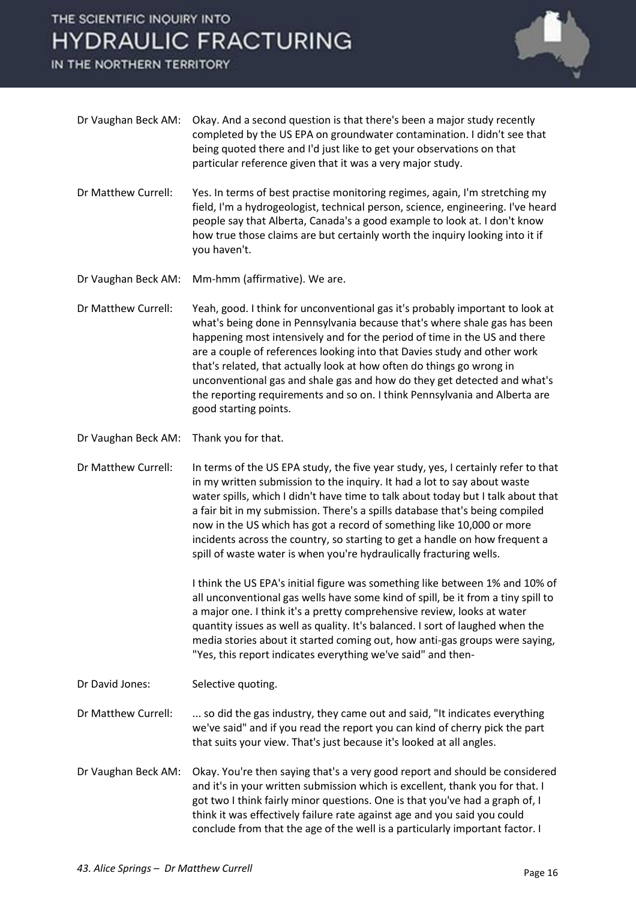Dr Vaughan Beck AM: Okay. And a second question is that there's been a major study recently completed by the US EPA on groundwater contamination. I didn't see that being quoted there and I'd just like to get your observations on that particular reference given that it was a very major study.

Dr Matthew Currell: Yes. In terms of best practise monitoring regimes, again, I'm stretching my field, I'm a hydrogeologist, technical person, science, engineering. I've heard people say that Alberta, Canada's a good example to look at. I don't know how true those claims are but certainly worth the inquiry looking into it if you haven't.

Dr Vaughan Beck AM: Mm-hmm (affirmative). We are.

Dr Matthew Currell: Yeah, good. I think for unconventional gas it's probably important to look at what's being done in Pennsylvania because that's where shale gas has been happening most intensively and for the period of time in the US and there are a couple of references looking into that Davies study and other work that's related, that actually look at how often do things go wrong in unconventional gas and shale gas and how do they get detected and what's the reporting requirements and so on. I think Pennsylvania and Alberta are good starting points.

Dr Vaughan Beck AM: Thank you for that.

Dr Matthew Currell: In terms of the US EPA study, the five year study, yes, I certainly refer to that in my written submission to the inquiry. It had a lot to say about waste water spills, which I didn't have time to talk about today but I talk about that a fair bit in my submission. There's a spills database that's being compiled now in the US which has got a record of something like 10,000 or more incidents across the country, so starting to get a handle on how frequent a spill of waste water is when you're hydraulically fracturing wells.

I think the US EPA's initial figure was something like between 1% and 10% of all unconventional gas wells have some kind of spill, be it from a tiny spill to a major one. I think it's a pretty comprehensive review, looks at water quantity issues as well as quality. It's balanced. I sort of laughed when the media stories about it started coming out, how anti-gas groups were saying, "Yes, this report indicates everything we've said" and then-

Dr David Jones: Selective quoting.

Dr Matthew Currell: ... so did the gas industry, they came out and said, "It indicates everything we've said" and if you read the report you can kind of cherry pick the part that suits your view. That's just because it's looked at all angles.

Dr Vaughan Beck AM: Okay. You're then saying that's a very good report and should be considered and it's in your written submission which is excellent, thank you for that. I got two I think fairly minor questions. One is that you've had a graph of, I think it was effectively failure rate against age and you said you could conclude from that the age of the well is a particularly important factor. I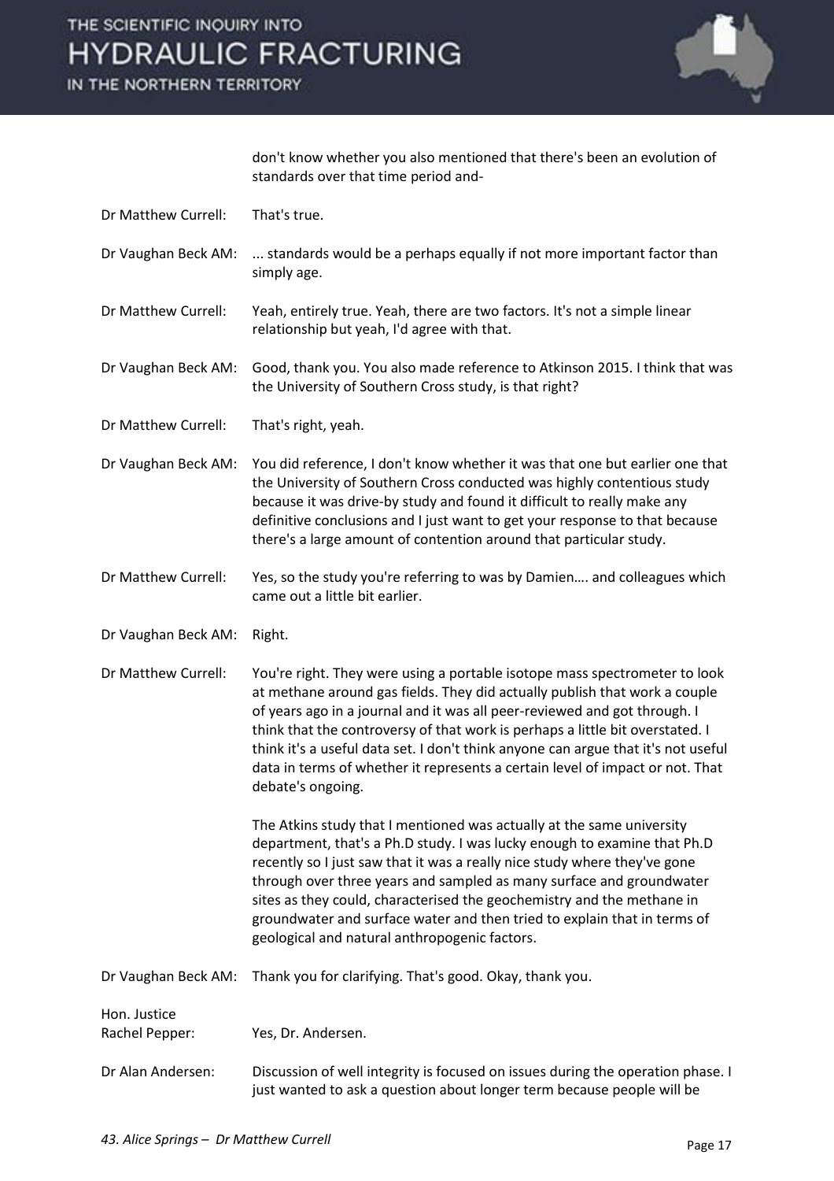don't know whether you also mentioned that there's been an evolution of standards over that time period and-

Dr Matthew Currell: That's true.

Dr Vaughan Beck AM: ... standards would be a perhaps equally if not more important factor than simply age.

Dr Matthew Currell: Yeah, entirely true. Yeah, there are two factors. It's not a simple linear relationship but yeah, I'd agree with that.

Dr Vaughan Beck AM: Good, thank you. You also made reference to Atkinson 2015. I think that was the University of Southern Cross study, is that right?

Dr Matthew Currell: That's right, yeah.

Dr Vaughan Beck AM: You did reference, I don't know whether it was that one but earlier one that the University of Southern Cross conducted was highly contentious study because it was drive-by study and found it difficult to really make any definitive conclusions and I just want to get your response to that because there's a large amount of contention around that particular study.

Dr Matthew Currell: Yes, so the study you're referring to was by Damien…. and colleagues which came out a little bit earlier.

Dr Vaughan Beck AM: Right.

Dr Matthew Currell: You're right. They were using a portable isotope mass spectrometer to look at methane around gas fields. They did actually publish that work a couple of years ago in a journal and it was all peer-reviewed and got through. I think that the controversy of that work is perhaps a little bit overstated. I think it's a useful data set. I don't think anyone can argue that it's not useful data in terms of whether it represents a certain level of impact or not. That debate's ongoing.

The Atkins study that I mentioned was actually at the same university department, that's a Ph.D study. I was lucky enough to examine that Ph.D recently so I just saw that it was a really nice study where they've gone through over three years and sampled as many surface and groundwater sites as they could, characterised the geochemistry and the methane in groundwater and surface water and then tried to explain that in terms of geological and natural anthropogenic factors.

Dr Vaughan Beck AM: Thank you for clarifying. That's good. Okay, thank you.

Hon. Justice Rachel Pepper: Yes, Dr. Andersen.

Dr Alan Andersen: Discussion of well integrity is focused on issues during the operation phase. I just wanted to ask a question about longer term because people will be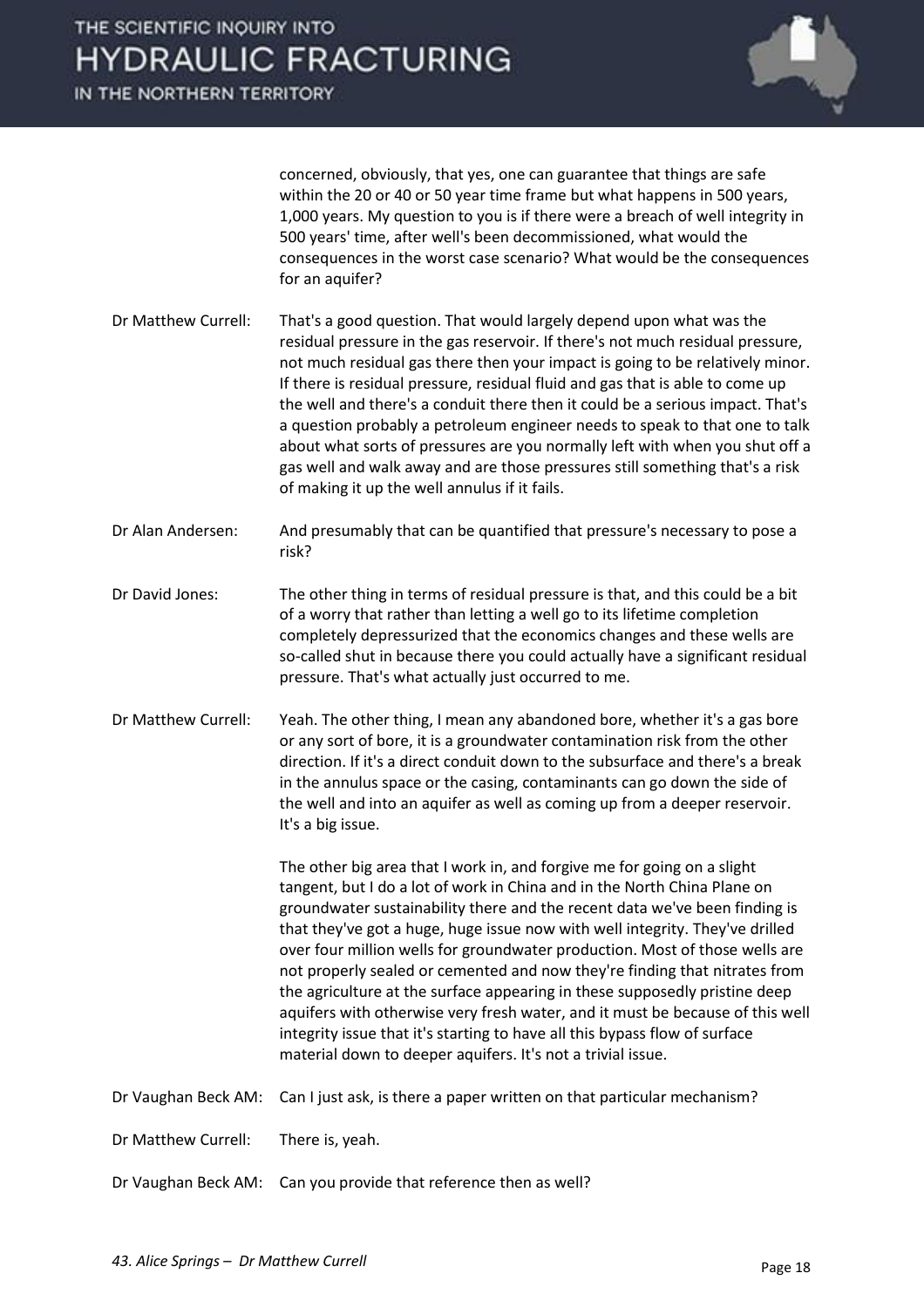concerned, obviously, that yes, one can guarantee that things are safe within the 20 or 40 or 50 year time frame but what happens in 500 years, 1,000 years. My question to you is if there were a breach of well integrity in 500 years' time, after well's been decommissioned, what would the consequences in the worst case scenario? What would be the consequences for an aquifer?

Dr Matthew Currell: That's a good question. That would largely depend upon what was the residual pressure in the gas reservoir. If there's not much residual pressure, not much residual gas there then your impact is going to be relatively minor. If there is residual pressure, residual fluid and gas that is able to come up the well and there's a conduit there then it could be a serious impact. That's a question probably a petroleum engineer needs to speak to that one to talk about what sorts of pressures are you normally left with when you shut off a gas well and walk away and are those pressures still something that's a risk of making it up the well annulus if it fails.

Dr Alan Andersen: And presumably that can be quantified that pressure's necessary to pose a risk?

Dr David Jones: The other thing in terms of residual pressure is that, and this could be a bit of a worry that rather than letting a well go to its lifetime completion completely depressurized that the economics changes and these wells are so-called shut in because there you could actually have a significant residual pressure. That's what actually just occurred to me.

Dr Matthew Currell: Yeah. The other thing, I mean any abandoned bore, whether it's a gas bore or any sort of bore, it is a groundwater contamination risk from the other direction. If it's a direct conduit down to the subsurface and there's a break in the annulus space or the casing, contaminants can go down the side of the well and into an aquifer as well as coming up from a deeper reservoir. It's a big issue.

The other big area that I work in, and forgive me for going on a slight tangent, but I do a lot of work in China and in the North China Plane on groundwater sustainability there and the recent data we've been finding is that they've got a huge, huge issue now with well integrity. They've drilled over four million wells for groundwater production. Most of those wells are not properly sealed or cemented and now they're finding that nitrates from the agriculture at the surface appearing in these supposedly pristine deep aquifers with otherwise very fresh water, and it must be because of this well integrity issue that it's starting to have all this bypass flow of surface material down to deeper aquifers. It's not a trivial issue.

Dr Vaughan Beck AM: Can I just ask, is there a paper written on that particular mechanism?

Dr Matthew Currell: There is, yeah.

Dr Vaughan Beck AM: Can you provide that reference then as well?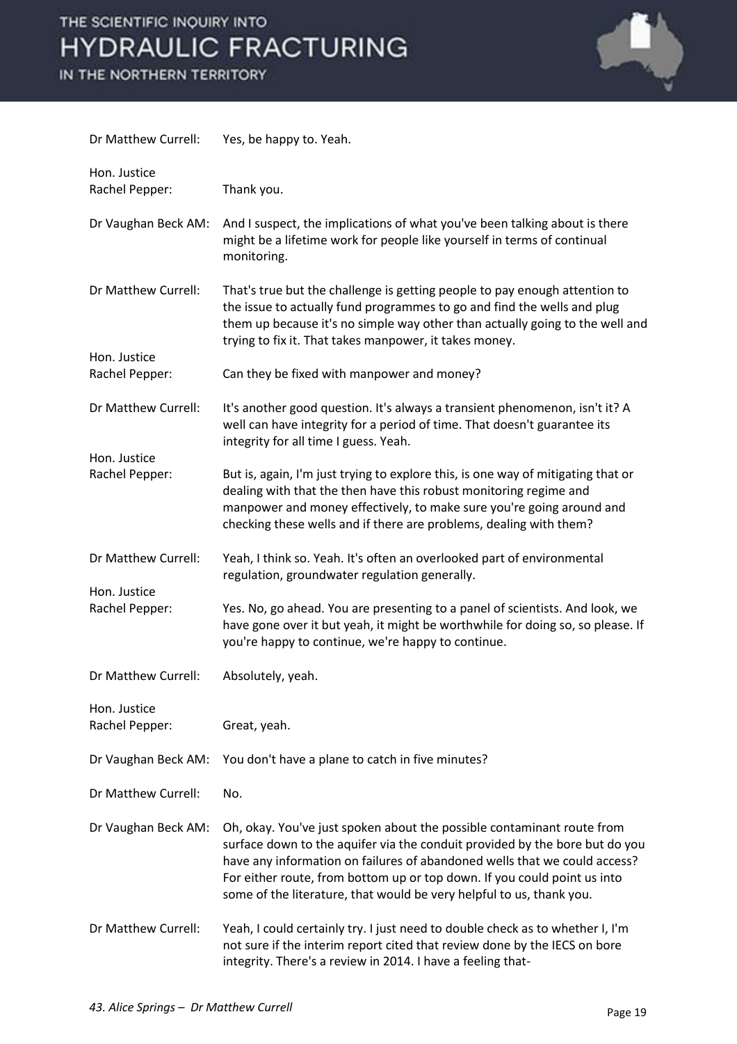**Dr Matthew Currell:** Yes, be happy to. Yeah.

**Hon. Justice Rachel Pepper:** Thank you.

**Dr Vaughan Beck AM:** And I suspect, the implications of what you've been talking about is there might be a lifetime work for people like yourself in terms of continual monitoring.

**Dr Matthew Currell:** That's true but the challenge is getting people to pay enough attention to the issue to actually fund programmes to go and find the wells and plug them up because it's no simple way other than actually going to the well and trying to fix it. That takes manpower, it takes money.

**Hon. Justice Rachel Pepper:** Can they be fixed with manpower and money?

**Dr Matthew Currell:** It's another good question. It's always a transient phenomenon, isn't it? A well can have integrity for a period of time. That doesn't guarantee its integrity for all time I guess. Yeah.

**Hon. Justice Rachel Pepper:** But is, again, I'm just trying to explore this, is one way of mitigating that or dealing with that the then have this robust monitoring regime and manpower and money effectively, to make sure you're going around and checking these wells and if there are problems, dealing with them?

**Dr Matthew Currell:** Yeah, I think so. Yeah. It's often an overlooked part of environmental regulation, groundwater regulation generally.

**Hon. Justice Rachel Pepper:** Yes. No, go ahead. You are presenting to a panel of scientists. And look, we have gone over it but yeah, it might be worthwhile for doing so, so please. If you're happy to continue, we're happy to continue.

**Dr Matthew Currell:** Absolutely, yeah.

**Hon. Justice Rachel Pepper:** Great, yeah.

**Dr Vaughan Beck AM:** You don't have a plane to catch in five minutes?

**Dr Matthew Currell:** No.

**Dr Vaughan Beck AM:** Oh, okay. You've just spoken about the possible contaminant route from surface down to the aquifer via the conduit provided by the bore but do you have any information on failures of abandoned wells that we could access? For either route, from bottom up or top down. If you could point us into some of the literature, that would be very helpful to us, thank you.

**Dr Matthew Currell:** Yeah, I could certainly try. I just need to double check as to whether I, I'm not sure if the interim report cited that review done by the IECS on bore integrity. There's a review in 2014. I have a feeling that-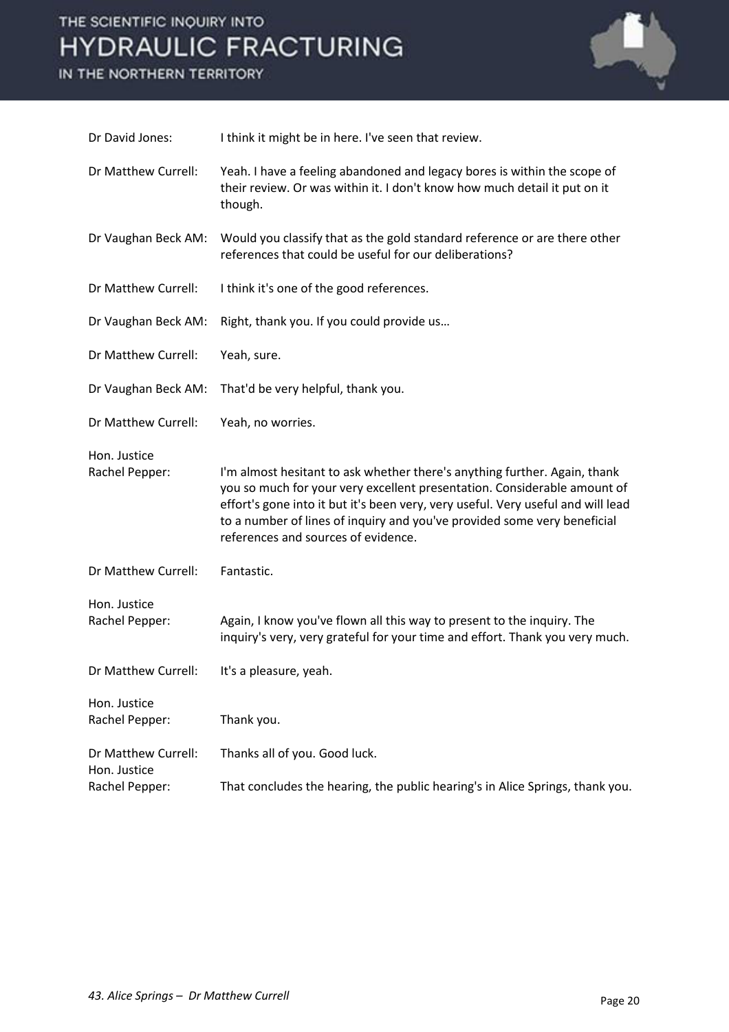Dr David Jones: I think it might be in here. I've seen that review.

Dr Matthew Currell: Yeah. I have a feeling abandoned and legacy bores is within the scope of their review. Or was within it. I don't know how much detail it put on it though.

Dr Vaughan Beck AM: Would you classify that as the gold standard reference or are there other references that could be useful for our deliberations?

Dr Matthew Currell: I think it's one of the good references.

Dr Vaughan Beck AM: Right, thank you. If you could provide us…

Dr Matthew Currell: Yeah, sure.

Dr Vaughan Beck AM: That'd be very helpful, thank you.

Dr Matthew Currell: Yeah, no worries.

Hon. Justice Rachel Pepper: I'm almost hesitant to ask whether there's anything further. Again, thank you so much for your very excellent presentation. Considerable amount of effort's gone into it but it's been very, very useful. Very useful and will lead to a number of lines of inquiry and you've provided some very beneficial references and sources of evidence.

Dr Matthew Currell: Fantastic.

Hon. Justice Rachel Pepper: Again, I know you've flown all this way to present to the inquiry. The inquiry's very, very grateful for your time and effort. Thank you very much.

Dr Matthew Currell: It's a pleasure, yeah.

Hon. Justice Rachel Pepper: Thank you.

Dr Matthew Currell: Thanks all of you. Good luck.

Hon. Justice Rachel Pepper: That concludes the hearing, the public hearing's in Alice Springs, thank you.